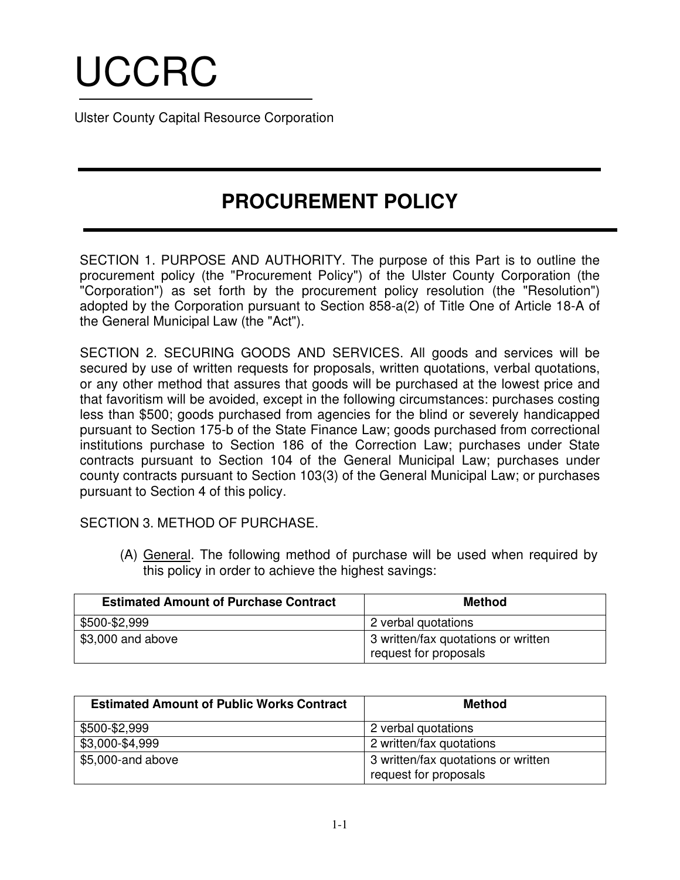# UCCRC

Ulster County Capital Resource Corporation

## PROCUREMENT POLICY

SECTION 1. PURPOSE AND AUTHORITY. The purpose of this Part is to outline the procurement policy (the "Procurement Policy") of the Ulster County Corporation (the "Corporation") as set forth by the procurement policy resolution (the "Resolution") adopted by the Corporation pursuant to Section 858-a(2) of Title One of Article 18-A of the General Municipal Law (the "Act").

SECTION 2. SECURING GOODS AND SERVICES. All goods and services will be secured by use of written requests for proposals, written quotations, verbal quotations, or any other method that assures that goods will be purchased at the lowest price and that favoritism will be avoided, except in the following circumstances: purchases costing less than $500; goods purchased from agencies for the blind or severely handicapped pursuant to Section 175-b of the State Finance Law; goods purchased from correctional institutions purchase to Section 186 of the Correction Law; purchases under State contracts pursuant to Section 104 of the General Municipal Law; purchases under county contracts pursuant to Section 103(3) of the General Municipal Law; or purchases pursuant to Section 4 of this policy.

SECTION 3. METHOD OF PURCHASE.

(A) General. The following method of purchase will be used when required by this policy in order to achieve the highest savings:

| Estimated Amount of Purchase Contract | Method |
|---|---|
| $500-$2,999 | 2 verbal quotations |
| $3,000 and above | 3 written/fax quotations or written request for proposals |

| Estimated Amount of Public Works Contract | Method |
|---|---|
| $500-$2,999 | 2 verbal quotations |
| $3,000-$4,999 | 2 written/fax quotations |
| $5,000-and above | 3 written/fax quotations or written request for proposals |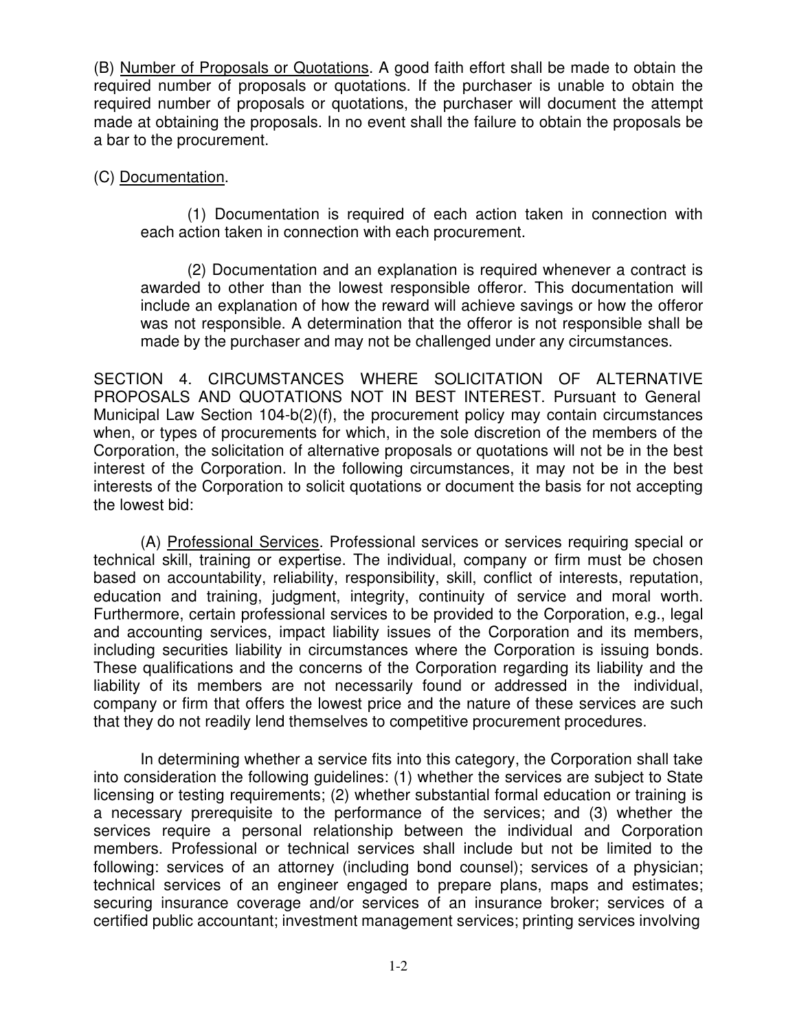(B) Number of Proposals or Quotations. A good faith effort shall be made to obtain the required number of proposals or quotations. If the purchaser is unable to obtain the required number of proposals or quotations, the purchaser will document the attempt made at obtaining the proposals. In no event shall the failure to obtain the proposals be a bar to the procurement.

(C) Documentation.

(1) Documentation is required of each action taken in connection with each action taken in connection with each procurement.

(2) Documentation and an explanation is required whenever a contract is awarded to other than the lowest responsible offeror. This documentation will include an explanation of how the reward will achieve savings or how the offeror was not responsible. A determination that the offeror is not responsible shall be made by the purchaser and may not be challenged under any circumstances.

SECTION 4. CIRCUMSTANCES WHERE SOLICITATION OF ALTERNATIVE PROPOSALS AND QUOTATIONS NOT IN BEST INTEREST. Pursuant to General Municipal Law Section 104-b(2)(f), the procurement policy may contain circumstances when, or types of procurements for which, in the sole discretion of the members of the Corporation, the solicitation of alternative proposals or quotations will not be in the best interest of the Corporation. In the following circumstances, it may not be in the best interests of the Corporation to solicit quotations or document the basis for not accepting the lowest bid:

(A) Professional Services. Professional services or services requiring special or technical skill, training or expertise. The individual, company or firm must be chosen based on accountability, reliability, responsibility, skill, conflict of interests, reputation, education and training, judgment, integrity, continuity of service and moral worth. Furthermore, certain professional services to be provided to the Corporation, e.g., legal and accounting services, impact liability issues of the Corporation and its members, including securities liability in circumstances where the Corporation is issuing bonds. These qualifications and the concerns of the Corporation regarding its liability and the liability of its members are not necessarily found or addressed in the individual, company or firm that offers the lowest price and the nature of these services are such that they do not readily lend themselves to competitive procurement procedures.

In determining whether a service fits into this category, the Corporation shall take into consideration the following guidelines: (1) whether the services are subject to State licensing or testing requirements; (2) whether substantial formal education or training is a necessary prerequisite to the performance of the services; and (3) whether the services require a personal relationship between the individual and Corporation members. Professional or technical services shall include but not be limited to the following: services of an attorney (including bond counsel); services of a physician; technical services of an engineer engaged to prepare plans, maps and estimates; securing insurance coverage and/or services of an insurance broker; services of a certified public accountant; investment management services; printing services involving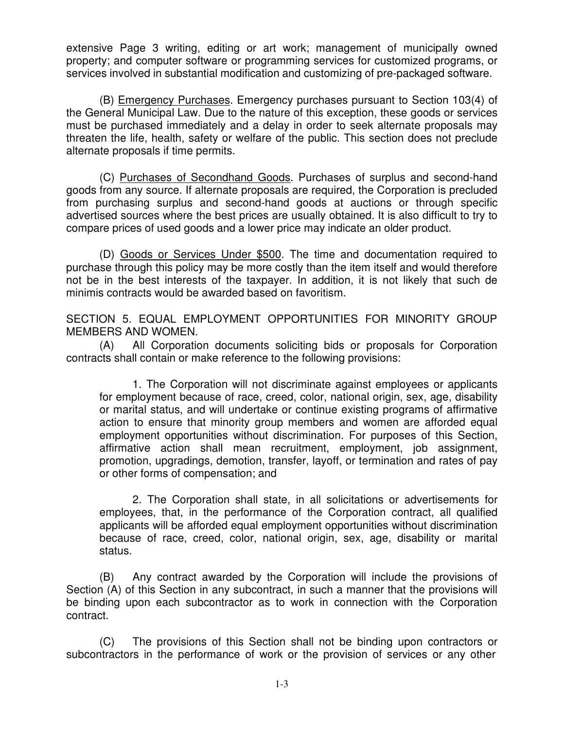extensive Page 3 writing, editing or art work; management of municipally owned property; and computer software or programming services for customized programs, or services involved in substantial modification and customizing of pre-packaged software.

(B) Emergency Purchases. Emergency purchases pursuant to Section 103(4) of the General Municipal Law. Due to the nature of this exception, these goods or services must be purchased immediately and a delay in order to seek alternate proposals may threaten the life, health, safety or welfare of the public. This section does not preclude alternate proposals if time permits.

(C) Purchases of Secondhand Goods. Purchases of surplus and second-hand goods from any source. If alternate proposals are required, the Corporation is precluded from purchasing surplus and second-hand goods at auctions or through specific advertised sources where the best prices are usually obtained. It is also difficult to try to compare prices of used goods and a lower price may indicate an older product.

(D) Goods or Services Under $500. The time and documentation required to purchase through this policy may be more costly than the item itself and would therefore not be in the best interests of the taxpayer. In addition, it is not likely that such de minimis contracts would be awarded based on favoritism.

SECTION 5. EQUAL EMPLOYMENT OPPORTUNITIES FOR MINORITY GROUP MEMBERS AND WOMEN.

(A) All Corporation documents soliciting bids or proposals for Corporation contracts shall contain or make reference to the following provisions:

1. The Corporation will not discriminate against employees or applicants for employment because of race, creed, color, national origin, sex, age, disability or marital status, and will undertake or continue existing programs of affirmative action to ensure that minority group members and women are afforded equal employment opportunities without discrimination. For purposes of this Section, affirmative action shall mean recruitment, employment, job assignment, promotion, upgradings, demotion, transfer, layoff, or termination and rates of pay or other forms of compensation; and

2. The Corporation shall state, in all solicitations or advertisements for employees, that, in the performance of the Corporation contract, all qualified applicants will be afforded equal employment opportunities without discrimination because of race, creed, color, national origin, sex, age, disability or marital status.

(B) Any contract awarded by the Corporation will include the provisions of Section (A) of this Section in any subcontract, in such a manner that the provisions will be binding upon each subcontractor as to work in connection with the Corporation contract.

(C) The provisions of this Section shall not be binding upon contractors or subcontractors in the performance of work or the provision of services or any other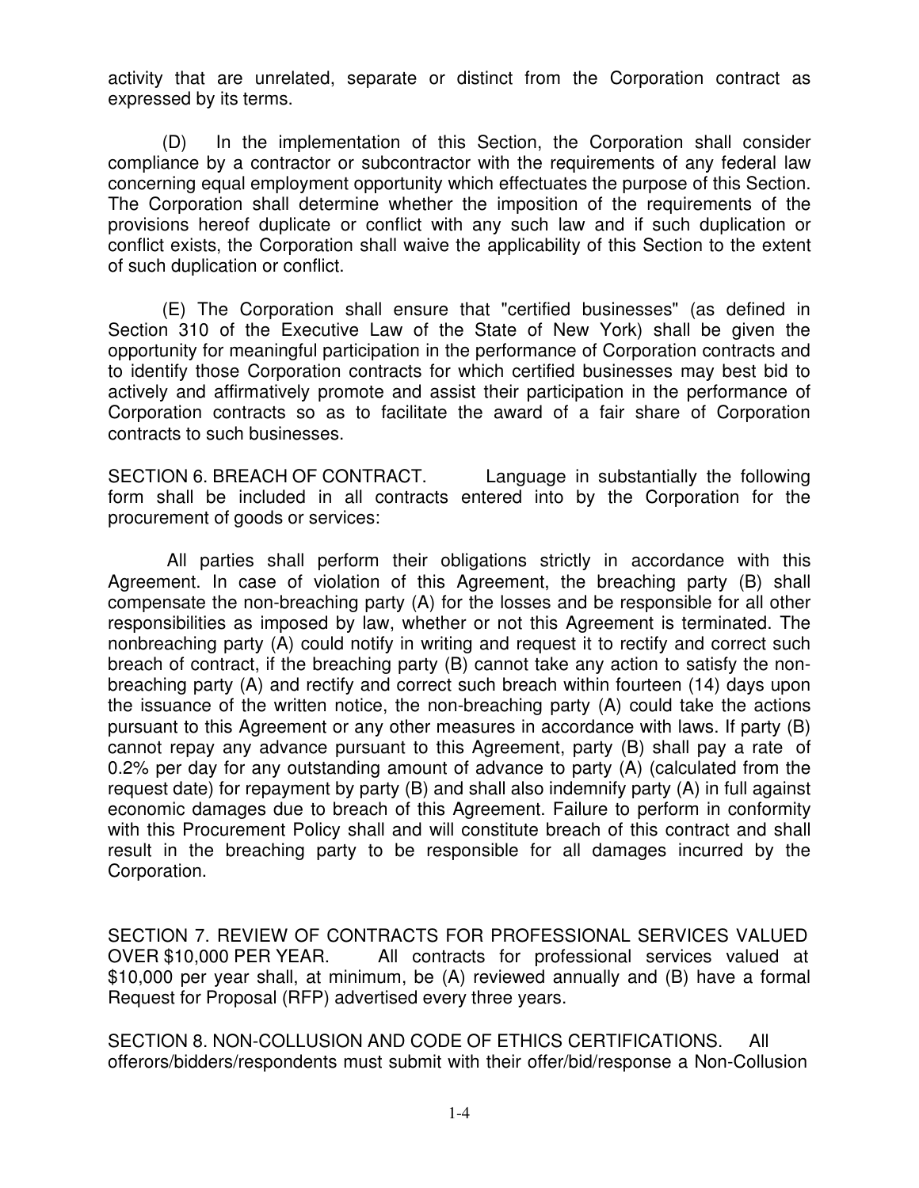activity that are unrelated, separate or distinct from the Corporation contract as expressed by its terms.

(D) In the implementation of this Section, the Corporation shall consider compliance by a contractor or subcontractor with the requirements of any federal law concerning equal employment opportunity which effectuates the purpose of this Section. The Corporation shall determine whether the imposition of the requirements of the provisions hereof duplicate or conflict with any such law and if such duplication or conflict exists, the Corporation shall waive the applicability of this Section to the extent of such duplication or conflict.

(E) The Corporation shall ensure that "certified businesses" (as defined in Section 310 of the Executive Law of the State of New York) shall be given the opportunity for meaningful participation in the performance of Corporation contracts and to identify those Corporation contracts for which certified businesses may best bid to actively and affirmatively promote and assist their participation in the performance of Corporation contracts so as to facilitate the award of a fair share of Corporation contracts to such businesses.

SECTION 6. BREACH OF CONTRACT. Language in substantially the following form shall be included in all contracts entered into by the Corporation for the procurement of goods or services:

All parties shall perform their obligations strictly in accordance with this Agreement. In case of violation of this Agreement, the breaching party (B) shall compensate the non-breaching party (A) for the losses and be responsible for all other responsibilities as imposed by law, whether or not this Agreement is terminated. The nonbreaching party (A) could notify in writing and request it to rectify and correct such breach of contract, if the breaching party (B) cannot take any action to satisfy the non-breaching party (A) and rectify and correct such breach within fourteen (14) days upon the issuance of the written notice, the non-breaching party (A) could take the actions pursuant to this Agreement or any other measures in accordance with laws. If party (B) cannot repay any advance pursuant to this Agreement, party (B) shall pay a rate of 0.2% per day for any outstanding amount of advance to party (A) (calculated from the request date) for repayment by party (B) and shall also indemnify party (A) in full against economic damages due to breach of this Agreement. Failure to perform in conformity with this Procurement Policy shall and will constitute breach of this contract and shall result in the breaching party to be responsible for all damages incurred by the Corporation.

SECTION 7. REVIEW OF CONTRACTS FOR PROFESSIONAL SERVICES VALUED OVER $10,000 PER YEAR. All contracts for professional services valued at $10,000 per year shall, at minimum, be (A) reviewed annually and (B) have a formal Request for Proposal (RFP) advertised every three years.

SECTION 8. NON-COLLUSION AND CODE OF ETHICS CERTIFICATIONS. All offerors/bidders/respondents must submit with their offer/bid/response a Non-Collusion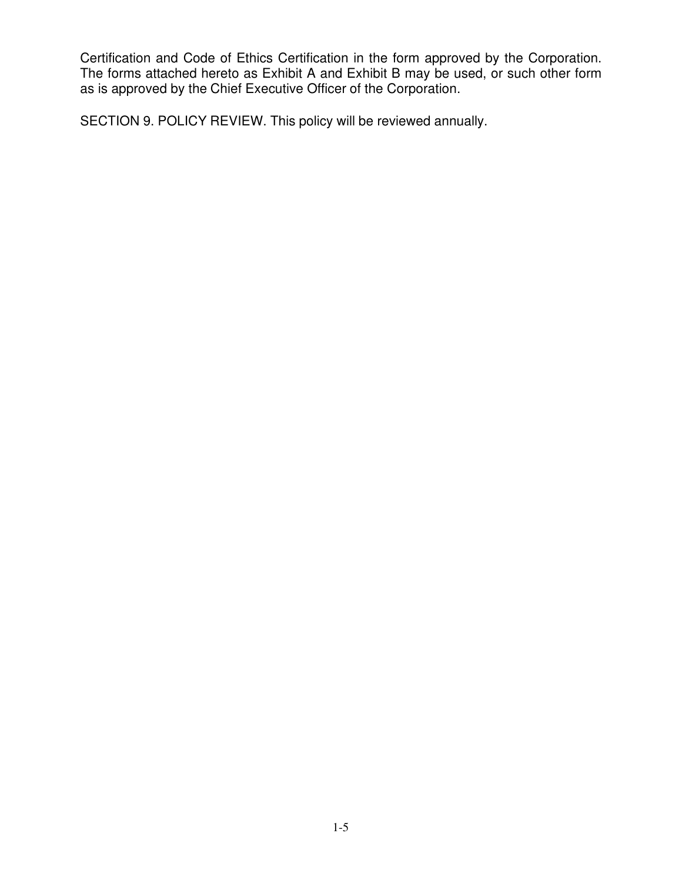Certification and Code of Ethics Certification in the form approved by the Corporation. The forms attached hereto as Exhibit A and Exhibit B may be used, or such other form as is approved by the Chief Executive Officer of the Corporation.

SECTION 9. POLICY REVIEW. This policy will be reviewed annually.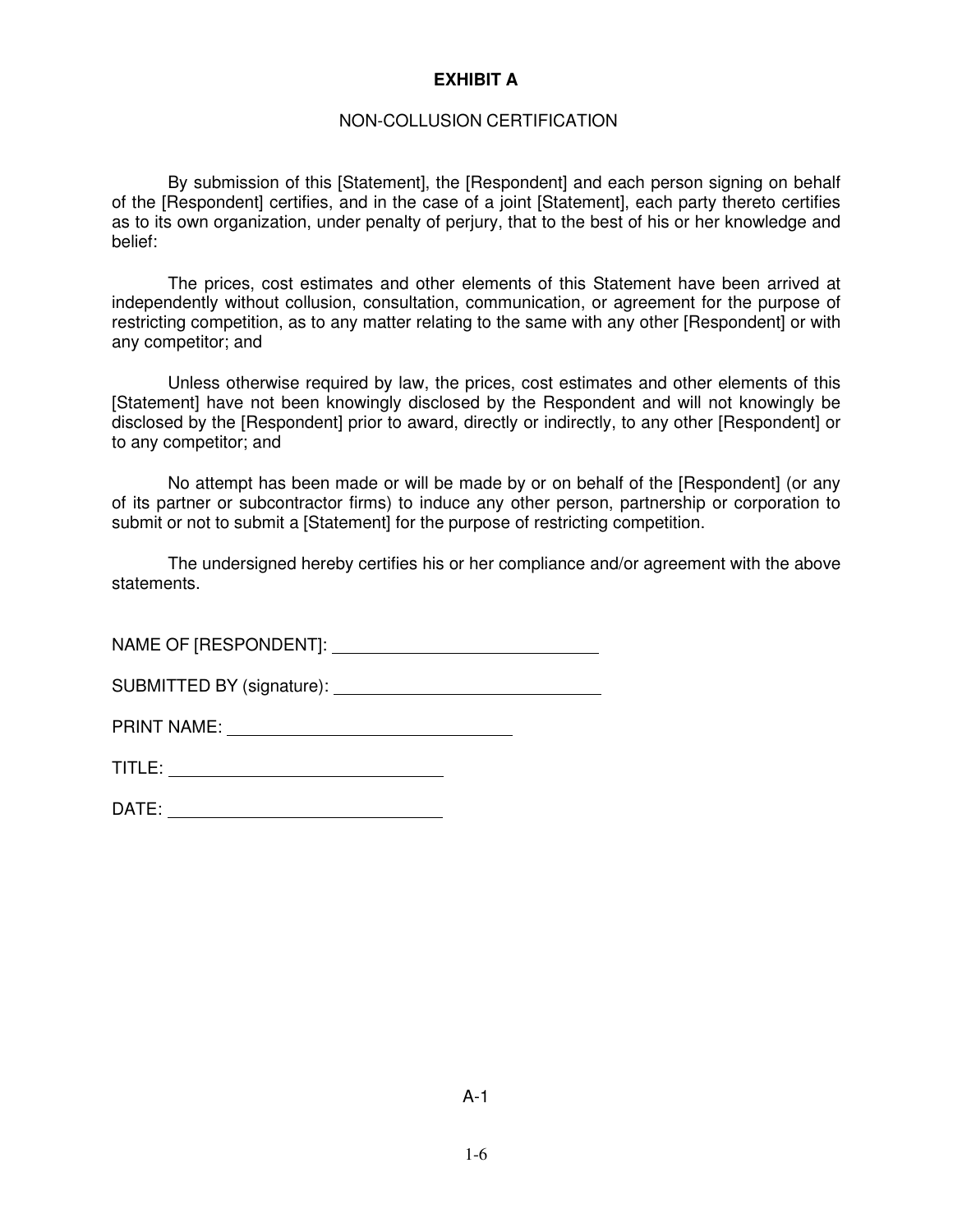# EXHIBIT A

## NON-COLLUSION CERTIFICATION

By submission of this [Statement], the [Respondent] and each person signing on behalf of the [Respondent] certifies, and in the case of a joint [Statement], each party thereto certifies as to its own organization, under penalty of perjury, that to the best of his or her knowledge and belief:

The prices, cost estimates and other elements of this Statement have been arrived at independently without collusion, consultation, communication, or agreement for the purpose of restricting competition, as to any matter relating to the same with any other [Respondent] or with any competitor; and

Unless otherwise required by law, the prices, cost estimates and other elements of this [Statement] have not been knowingly disclosed by the Respondent and will not knowingly be disclosed by the [Respondent] prior to award, directly or indirectly, to any other [Respondent] or to any competitor; and

No attempt has been made or will be made by or on behalf of the [Respondent] (or any of its partner or subcontractor firms) to induce any other person, partnership or corporation to submit or not to submit a [Statement] for the purpose of restricting competition.

The undersigned hereby certifies his or her compliance and/or agreement with the above statements.

NAME OF [RESPONDENT]: ____________________________

SUBMITTED BY (signature): ____________________________

PRINT NAME: ______________________________

TITLE: ____________________________

DATE: ____________________________

A-1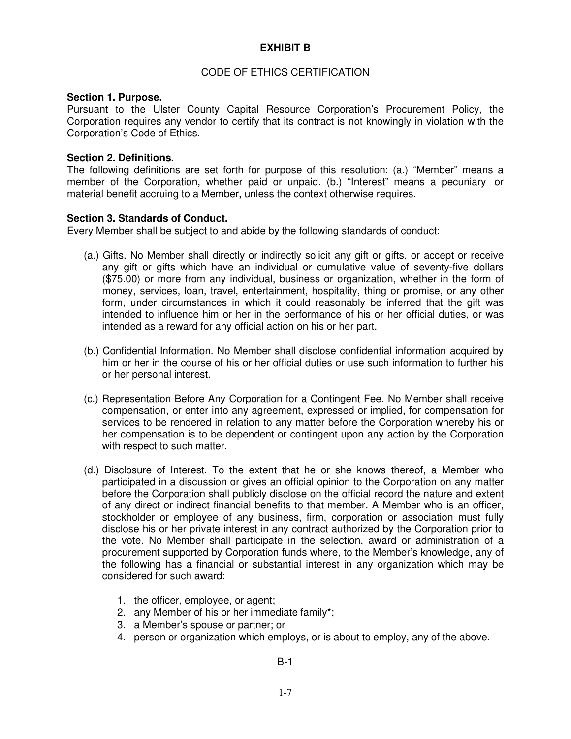# EXHIBIT B

## CODE OF ETHICS CERTIFICATION

**Section 1. Purpose.**
Pursuant to the Ulster County Capital Resource Corporation's Procurement Policy, the Corporation requires any vendor to certify that its contract is not knowingly in violation with the Corporation's Code of Ethics.

**Section 2. Definitions.**
The following definitions are set forth for purpose of this resolution: (a.) "Member" means a member of the Corporation, whether paid or unpaid. (b.) "Interest" means a pecuniary or material benefit accruing to a Member, unless the context otherwise requires.

**Section 3. Standards of Conduct.**
Every Member shall be subject to and abide by the following standards of conduct:

(a.) Gifts. No Member shall directly or indirectly solicit any gift or gifts, or accept or receive any gift or gifts which have an individual or cumulative value of seventy-five dollars ($75.00) or more from any individual, business or organization, whether in the form of money, services, loan, travel, entertainment, hospitality, thing or promise, or any other form, under circumstances in which it could reasonably be inferred that the gift was intended to influence him or her in the performance of his or her official duties, or was intended as a reward for any official action on his or her part.

(b.) Confidential Information. No Member shall disclose confidential information acquired by him or her in the course of his or her official duties or use such information to further his or her personal interest.

(c.) Representation Before Any Corporation for a Contingent Fee. No Member shall receive compensation, or enter into any agreement, expressed or implied, for compensation for services to be rendered in relation to any matter before the Corporation whereby his or her compensation is to be dependent or contingent upon any action by the Corporation with respect to such matter.

(d.) Disclosure of Interest. To the extent that he or she knows thereof, a Member who participated in a discussion or gives an official opinion to the Corporation on any matter before the Corporation shall publicly disclose on the official record the nature and extent of any direct or indirect financial benefits to that member. A Member who is an officer, stockholder or employee of any business, firm, corporation or association must fully disclose his or her private interest in any contract authorized by the Corporation prior to the vote. No Member shall participate in the selection, award or administration of a procurement supported by Corporation funds where, to the Member's knowledge, any of the following has a financial or substantial interest in any organization which may be considered for such award:

1. the officer, employee, or agent;
2. any Member of his or her immediate family*;
3. a Member's spouse or partner; or
4. person or organization which employs, or is about to employ, any of the above.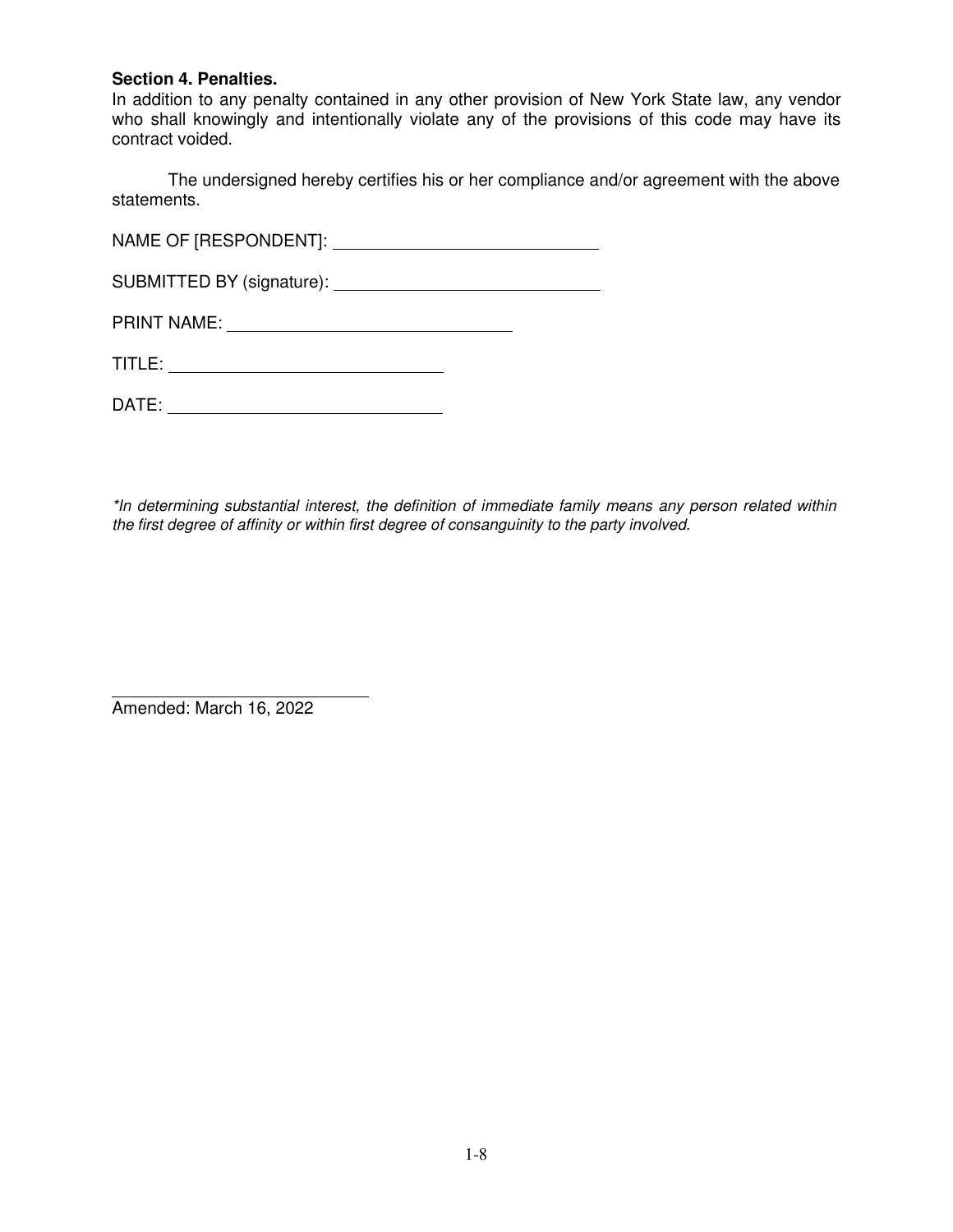**Section 4. Penalties.**
In addition to any penalty contained in any other provision of New York State law, any vendor who shall knowingly and intentionally violate any of the provisions of this code may have its contract voided.

The undersigned hereby certifies his or her compliance and/or agreement with the above statements.

NAME OF [RESPONDENT]: ____________________________

SUBMITTED BY (signature): ____________________________

PRINT NAME: ______________________________

TITLE: ____________________________

DATE: ____________________________

*\*In determining substantial interest, the definition of immediate family means any person related within the first degree of affinity or within first degree of consanguinity to the party involved.*

Amended: March 16, 2022